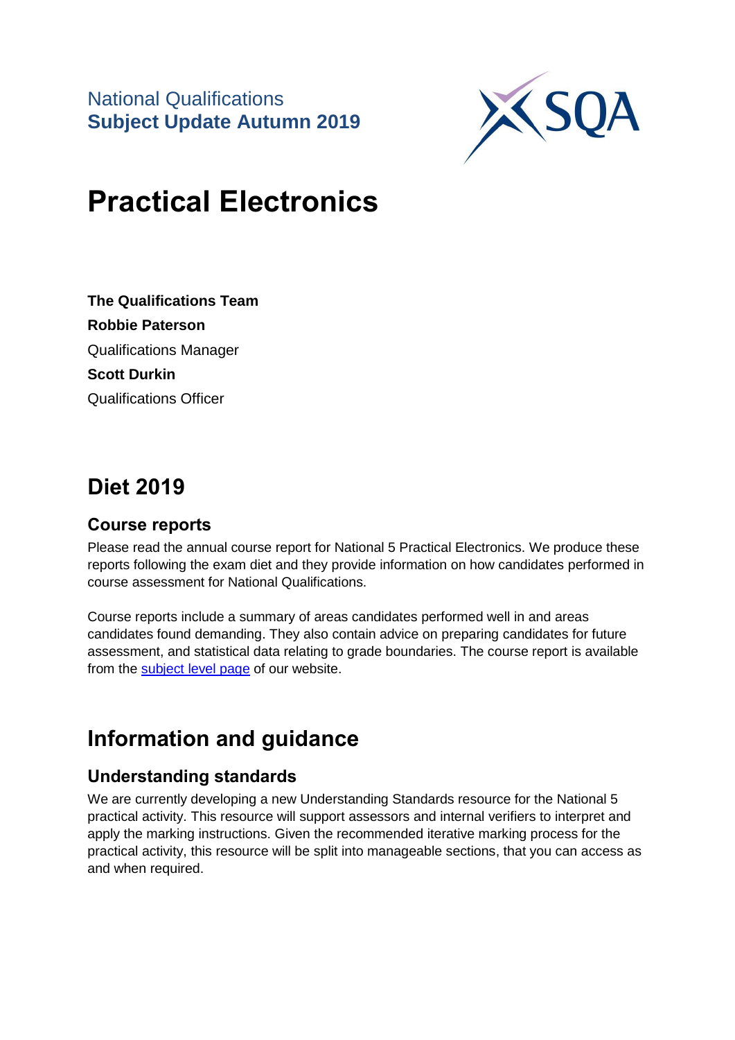National Qualifications
**Subject Update Autumn 2019**

# Practical Electronics

**The Qualifications Team**

**Robbie Paterson**

Qualifications Manager

**Scott Durkin**

Qualifications Officer

## Diet 2019

### Course reports

Please read the annual course report for National 5 Practical Electronics. We produce these reports following the exam diet and they provide information on how candidates performed in course assessment for National Qualifications.

Course reports include a summary of areas candidates performed well in and areas candidates found demanding. They also contain advice on preparing candidates for future assessment, and statistical data relating to grade boundaries. The course report is available from the subject level page of our website.

## Information and guidance

### Understanding standards

We are currently developing a new Understanding Standards resource for the National 5 practical activity. This resource will support assessors and internal verifiers to interpret and apply the marking instructions. Given the recommended iterative marking process for the practical activity, this resource will be split into manageable sections, that you can access as and when required.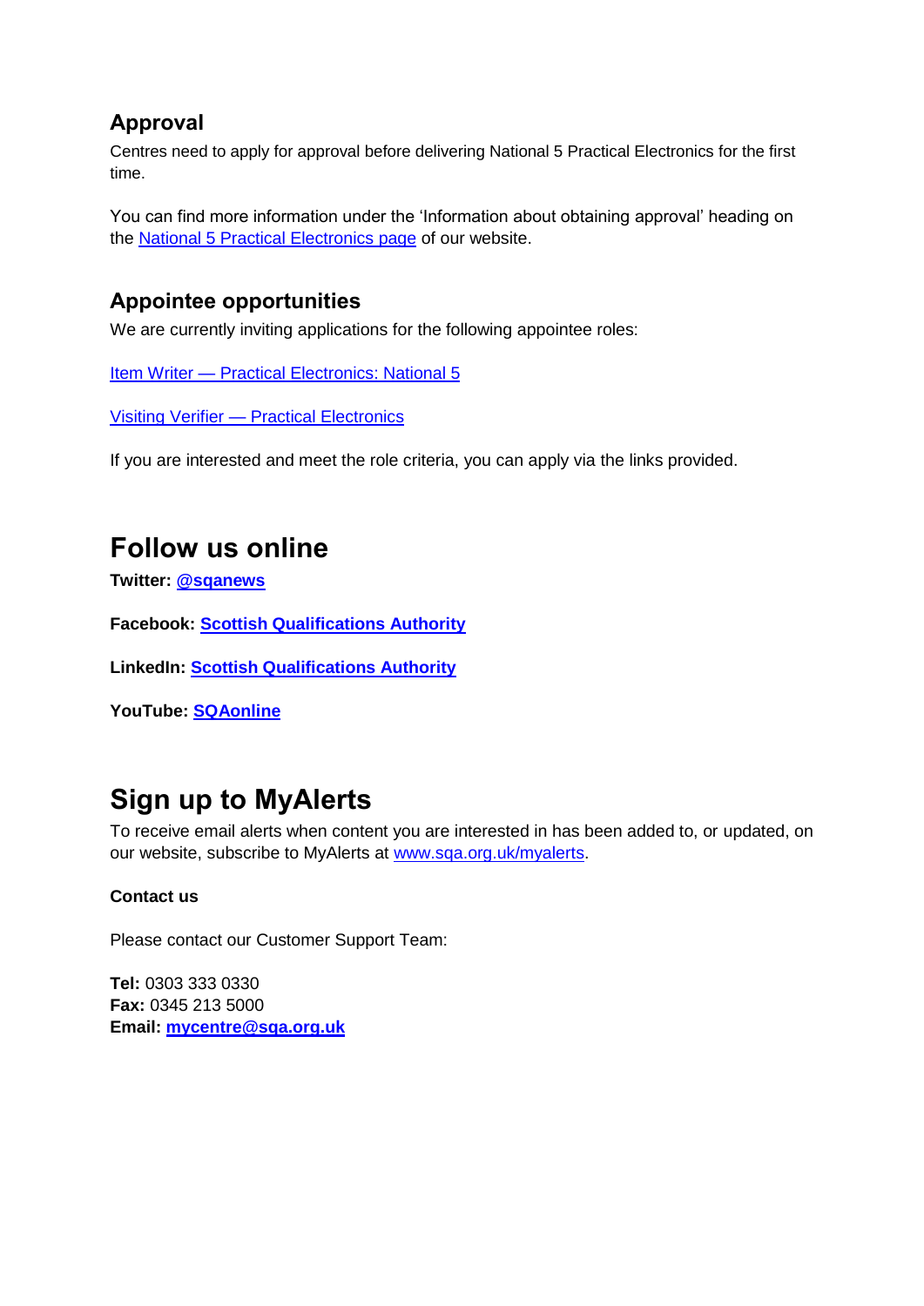### Approval

Centres need to apply for approval before delivering National 5 Practical Electronics for the first time.

You can find more information under the 'Information about obtaining approval' heading on the National 5 Practical Electronics page of our website.

### Appointee opportunities

We are currently inviting applications for the following appointee roles:

Item Writer — Practical Electronics: National 5

Visiting Verifier — Practical Electronics

If you are interested and meet the role criteria, you can apply via the links provided.

## Follow us online

**Twitter: @sqanews**

**Facebook: Scottish Qualifications Authority**

**LinkedIn: Scottish Qualifications Authority**

**YouTube: SQAonline**

## Sign up to MyAlerts

To receive email alerts when content you are interested in has been added to, or updated, on our website, subscribe to MyAlerts at www.sqa.org.uk/myalerts.

**Contact us**

Please contact our Customer Support Team:

**Tel:** 0303 333 0330
**Fax:** 0345 213 5000
**Email: mycentre@sqa.org.uk**